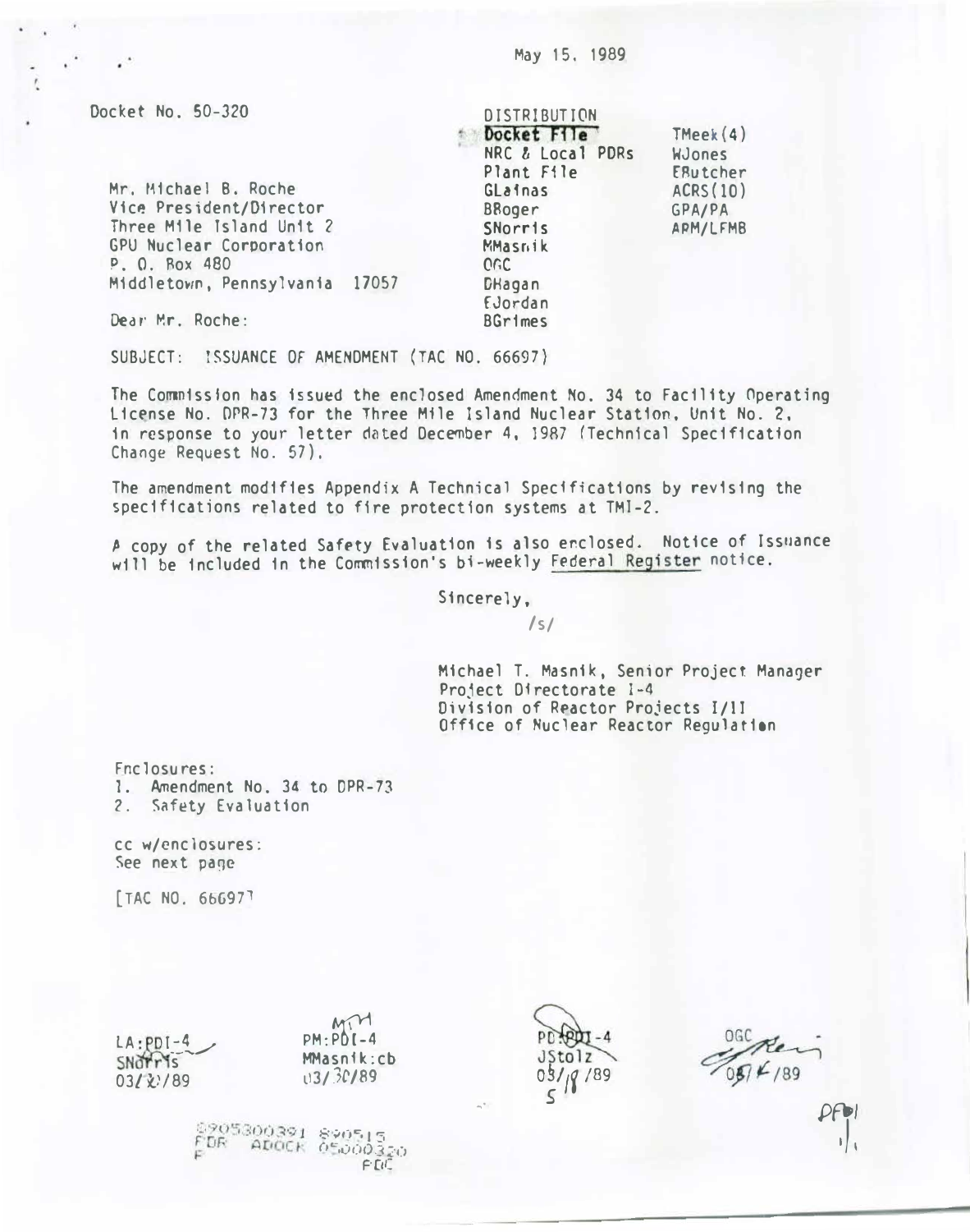May 15, 1989

Docket No. 50-320

DISTRIBUTION

| | |
|---|---|
| **Docket File** | TMeek(4) |
| NRC & Local PDRs | WJones |
| Plant File | EButcher |
| GLainas | ACRS(10) |
| BBoger | GPA/PA |
| SNorris | ARM/LFMB |
| MMasnik | |
| OGC | |
| DHagan | |
| EJordan | |
| BGrimes | |

Mr. Michael B. Roche
Vice President/Director
Three Mile Island Unit 2
GPU Nuclear Corporation
P. O. Box 480
Middletown, Pennsylvania 17057

Dear Mr. Roche:

SUBJECT: ISSUANCE OF AMENDMENT (TAC NO. 66697)

The Commission has issued the enclosed Amendment No. 34 to Facility Operating License No. DPR-73 for the Three Mile Island Nuclear Station, Unit No. 2, in response to your letter dated December 4, 1987 (Technical Specification Change Request No. 57).

The amendment modifies Appendix A Technical Specifications by revising the specifications related to fire protection systems at TMI-2.

A copy of the related Safety Evaluation is also enclosed. Notice of Issuance will be included in the Commission's bi-weekly Federal Register notice.

Sincerely,

/s/

Michael T. Masnik, Senior Project Manager
Project Directorate I-4
Division of Reactor Projects I/II
Office of Nuclear Reactor Regulation

Enclosures:
1. Amendment No. 34 to DPR-73
2. Safety Evaluation

cc w/enclosures:
See next page

[TAC NO. 66697]

| LA:PDI-4 | PM:PDI-4 | PD:PDI-4 | OGC |
|---|---|---|---|
| SNorris | MMasnik:cb | JStolz | |
| 03/20/89 | 03/30/89 | 05/18/89 | 05/ /89 |

8905300391 890515
PDR ADOCK 05000320
P PDC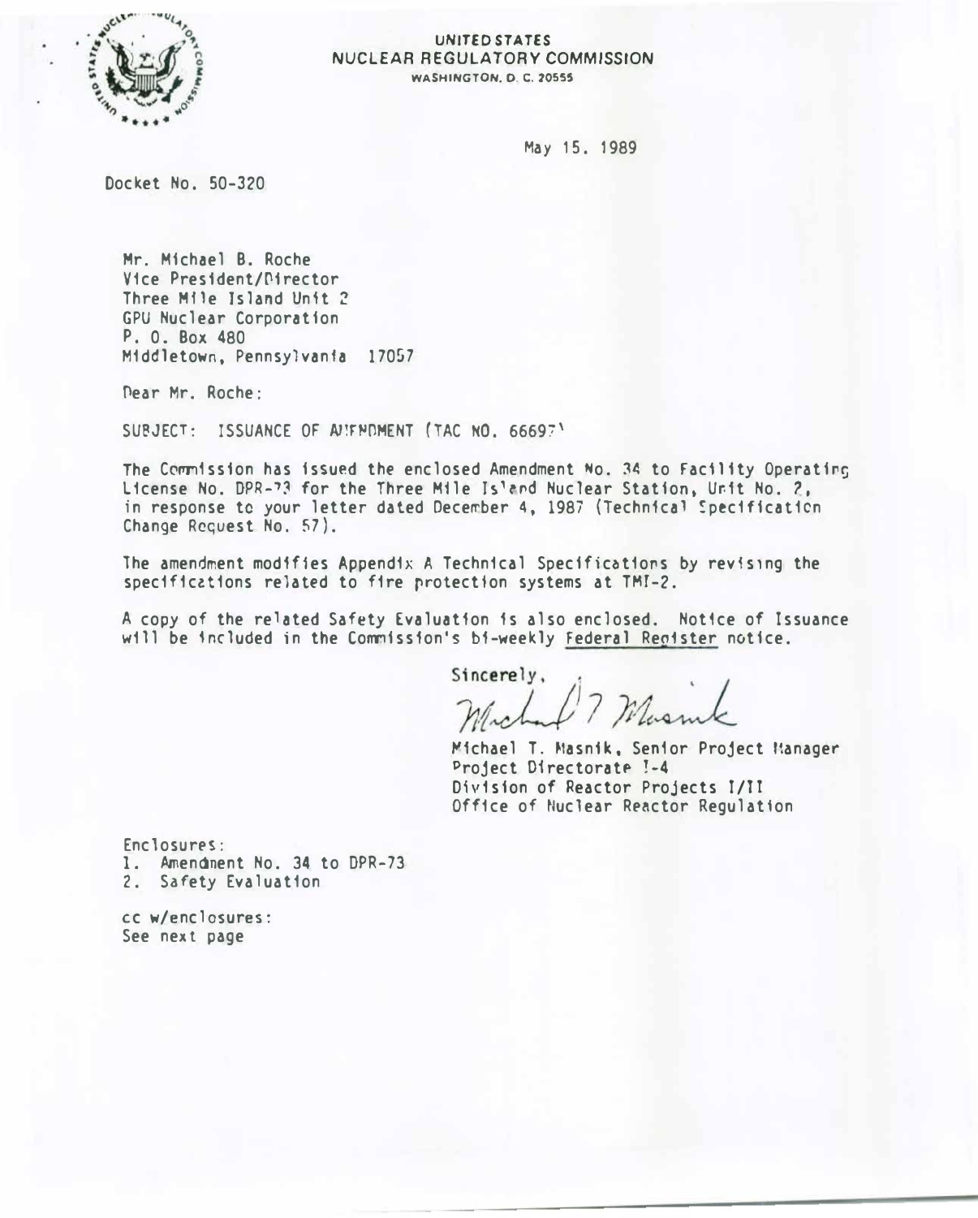UNITED STATES
NUCLEAR REGULATORY COMMISSION
WASHINGTON, D. C. 20555

May 15, 1989

Docket No. 50-320

Mr. Michael B. Roche
Vice President/Director
Three Mile Island Unit 2
GPU Nuclear Corporation
P. O. Box 480
Middletown, Pennsylvania 17057

Dear Mr. Roche:

SUBJECT: ISSUANCE OF AMENDMENT (TAC NO. 66697)

The Commission has issued the enclosed Amendment No. 34 to Facility Operating License No. DPR-73 for the Three Mile Island Nuclear Station, Unit No. 2, in response to your letter dated December 4, 1987 (Technical Specification Change Request No. 57).

The amendment modifies Appendix A Technical Specifications by revising the specifications related to fire protection systems at TMI-2.

A copy of the related Safety Evaluation is also enclosed. Notice of Issuance will be included in the Commission's bi-weekly Federal Register notice.

Sincerely,

Michael T. Masnik

Michael T. Masnik, Senior Project Manager
Project Directorate I-4
Division of Reactor Projects I/II
Office of Nuclear Reactor Regulation

Enclosures:
1. Amendment No. 34 to DPR-73
2. Safety Evaluation

cc w/enclosures:
See next page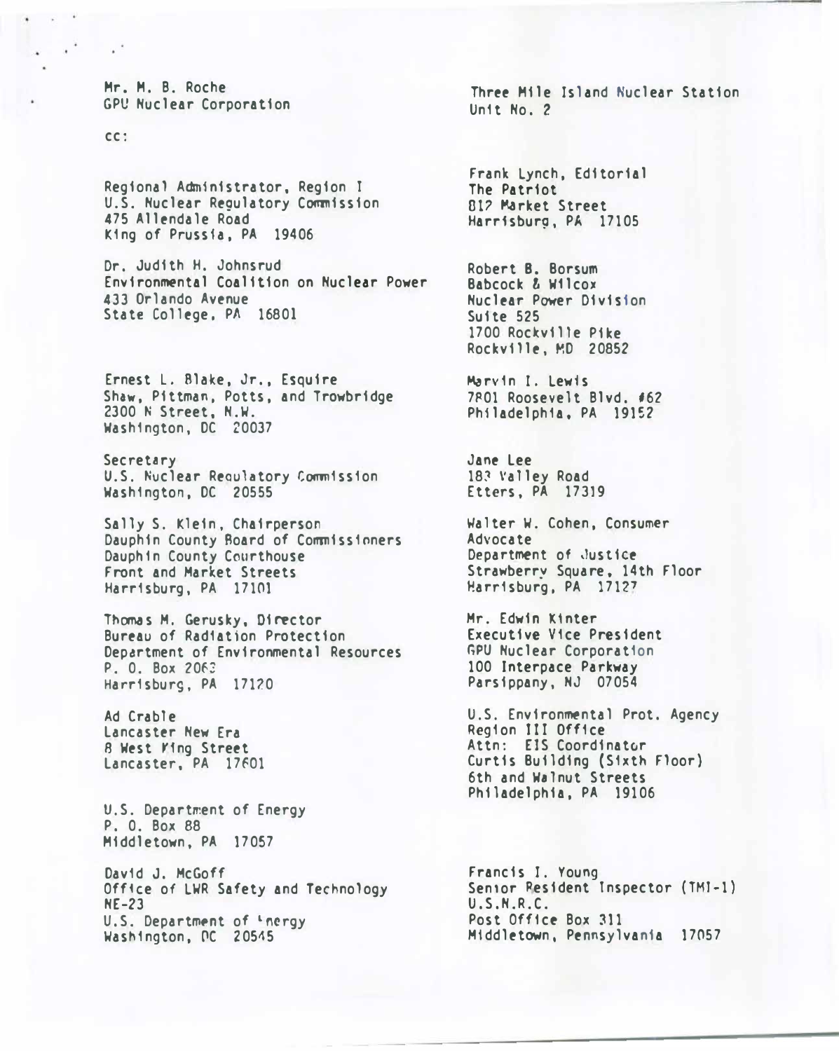Mr. M. B. Roche
GPU Nuclear Corporation

Three Mile Island Nuclear Station
Unit No. 2

cc:

Regional Administrator, Region I
U.S. Nuclear Regulatory Commission
475 Allendale Road
King of Prussia, PA 19406

Dr. Judith H. Johnsrud
Environmental Coalition on Nuclear Power
433 Orlando Avenue
State College, PA 16801

Ernest L. Blake, Jr., Esquire
Shaw, Pittman, Potts, and Trowbridge
2300 N Street, N.W.
Washington, DC 20037

Secretary
U.S. Nuclear Regulatory Commission
Washington, DC 20555

Sally S. Klein, Chairperson
Dauphin County Board of Commissioners
Dauphin County Courthouse
Front and Market Streets
Harrisburg, PA 17101

Thomas M. Gerusky, Director
Bureau of Radiation Protection
Department of Environmental Resources
P. O. Box 2063
Harrisburg, PA 17120

Ad Crable
Lancaster New Era
8 West King Street
Lancaster, PA 17601

U.S. Department of Energy
P. O. Box 88
Middletown, PA 17057

David J. McGoff
Office of LWR Safety and Technology
NE-23
U.S. Department of Energy
Washington, DC 20545

Frank Lynch, Editorial
The Patriot
812 Market Street
Harrisburg, PA 17105

Robert B. Borsum
Babcock & Wilcox
Nuclear Power Division
Suite 525
1700 Rockville Pike
Rockville, MD 20852

Marvin I. Lewis
7801 Roosevelt Blvd. #62
Philadelphia, PA 19152

Jane Lee
183 Valley Road
Etters, PA 17319

Walter W. Cohen, Consumer
Advocate
Department of Justice
Strawberry Square, 14th Floor
Harrisburg, PA 17127

Mr. Edwin Kinter
Executive Vice President
GPU Nuclear Corporation
100 Interpace Parkway
Parsippany, NJ 07054

U.S. Environmental Prot. Agency
Region III Office
Attn: EIS Coordinator
Curtis Building (Sixth Floor)
6th and Walnut Streets
Philadelphia, PA 19106

Francis I. Young
Senior Resident Inspector (TMI-1)
U.S.N.R.C.
Post Office Box 311
Middletown, Pennsylvania 17057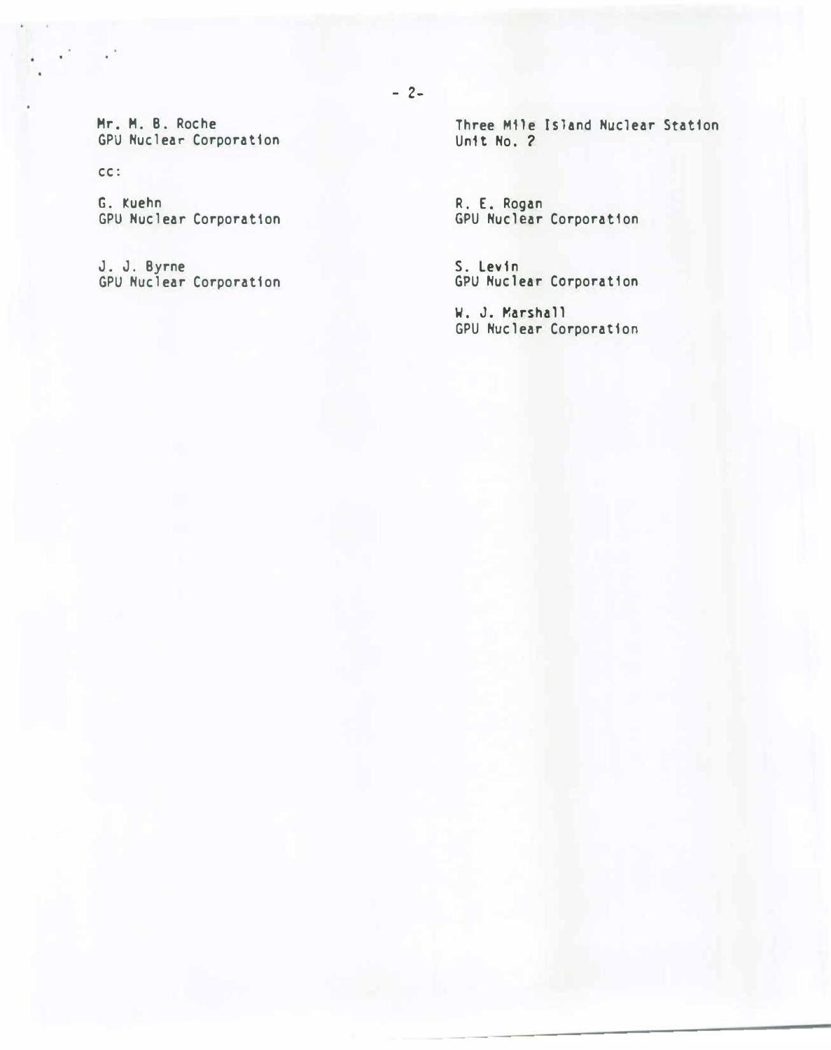Mr. M. B. Roche
GPU Nuclear Corporation

Three Mile Island Nuclear Station
Unit No. 2

cc:

G. Kuehn
GPU Nuclear Corporation

J. J. Byrne
GPU Nuclear Corporation

R. E. Rogan
GPU Nuclear Corporation

S. Levin
GPU Nuclear Corporation

W. J. Marshall
GPU Nuclear Corporation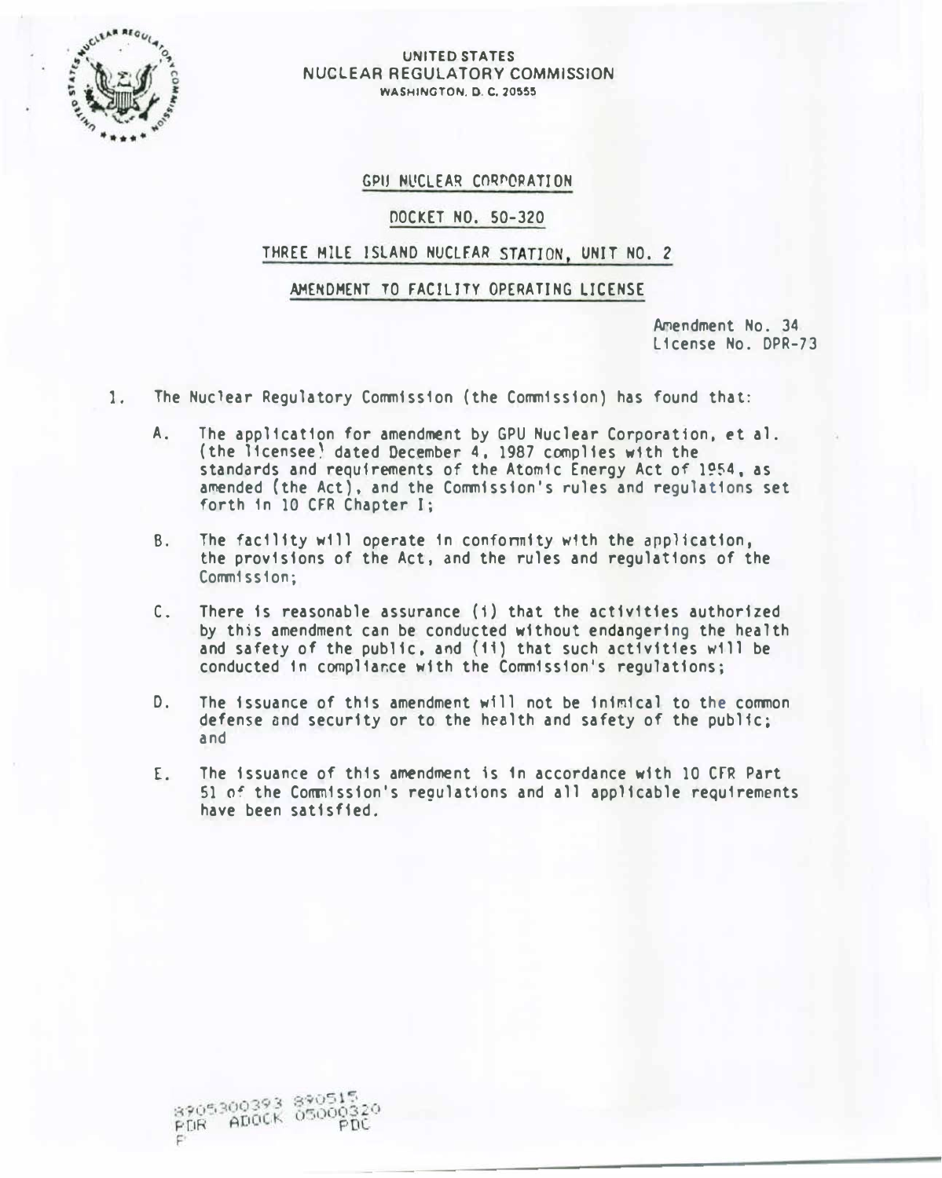UNITED STATES
NUCLEAR REGULATORY COMMISSION
WASHINGTON, D. C. 20555

GPU NUCLEAR CORPORATION

DOCKET NO. 50-320

THREE MILE ISLAND NUCLEAR STATION, UNIT NO. 2

AMENDMENT TO FACILITY OPERATING LICENSE

Amendment No. 34
License No. DPR-73

1. The Nuclear Regulatory Commission (the Commission) has found that:

   A. The application for amendment by GPU Nuclear Corporation, et al. (the licensee) dated December 4, 1987 complies with the standards and requirements of the Atomic Energy Act of 1954, as amended (the Act), and the Commission's rules and regulations set forth in 10 CFR Chapter I;

   B. The facility will operate in conformity with the application, the provisions of the Act, and the rules and regulations of the Commission;

   C. There is reasonable assurance (i) that the activities authorized by this amendment can be conducted without endangering the health and safety of the public, and (ii) that such activities will be conducted in compliance with the Commission's regulations;

   D. The issuance of this amendment will not be inimical to the common defense and security or to the health and safety of the public; and

   E. The issuance of this amendment is in accordance with 10 CFR Part 51 of the Commission's regulations and all applicable requirements have been satisfied.

8905300393 890515
PDR ADOCK 05000320
P PDC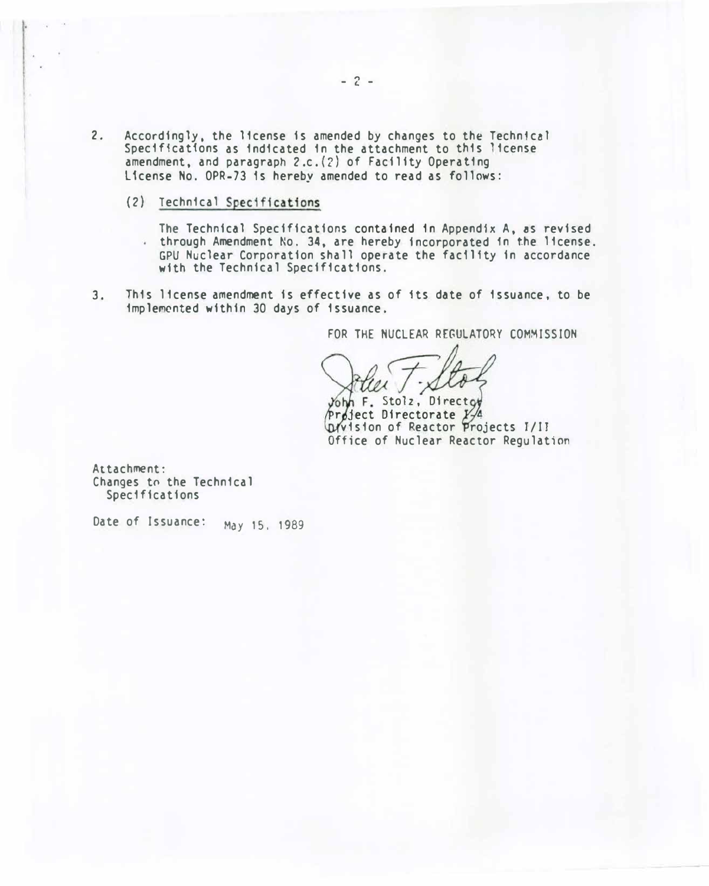2. Accordingly, the license is amended by changes to the Technical Specifications as indicated in the attachment to this license amendment, and paragraph 2.c.(2) of Facility Operating License No. OPR-73 is hereby amended to read as follows:

   (2) Technical Specifications

   The Technical Specifications contained in Appendix A, as revised through Amendment No. 34, are hereby incorporated in the license. GPU Nuclear Corporation shall operate the facility in accordance with the Technical Specifications.

3. This license amendment is effective as of its date of issuance, to be implemented within 30 days of issuance.

FOR THE NUCLEAR REGULATORY COMMISSION

John F. Stolz, Director
Project Directorate I-4
Division of Reactor Projects I/II
Office of Nuclear Reactor Regulation

Attachment:
Changes to the Technical Specifications

Date of Issuance: May 15, 1989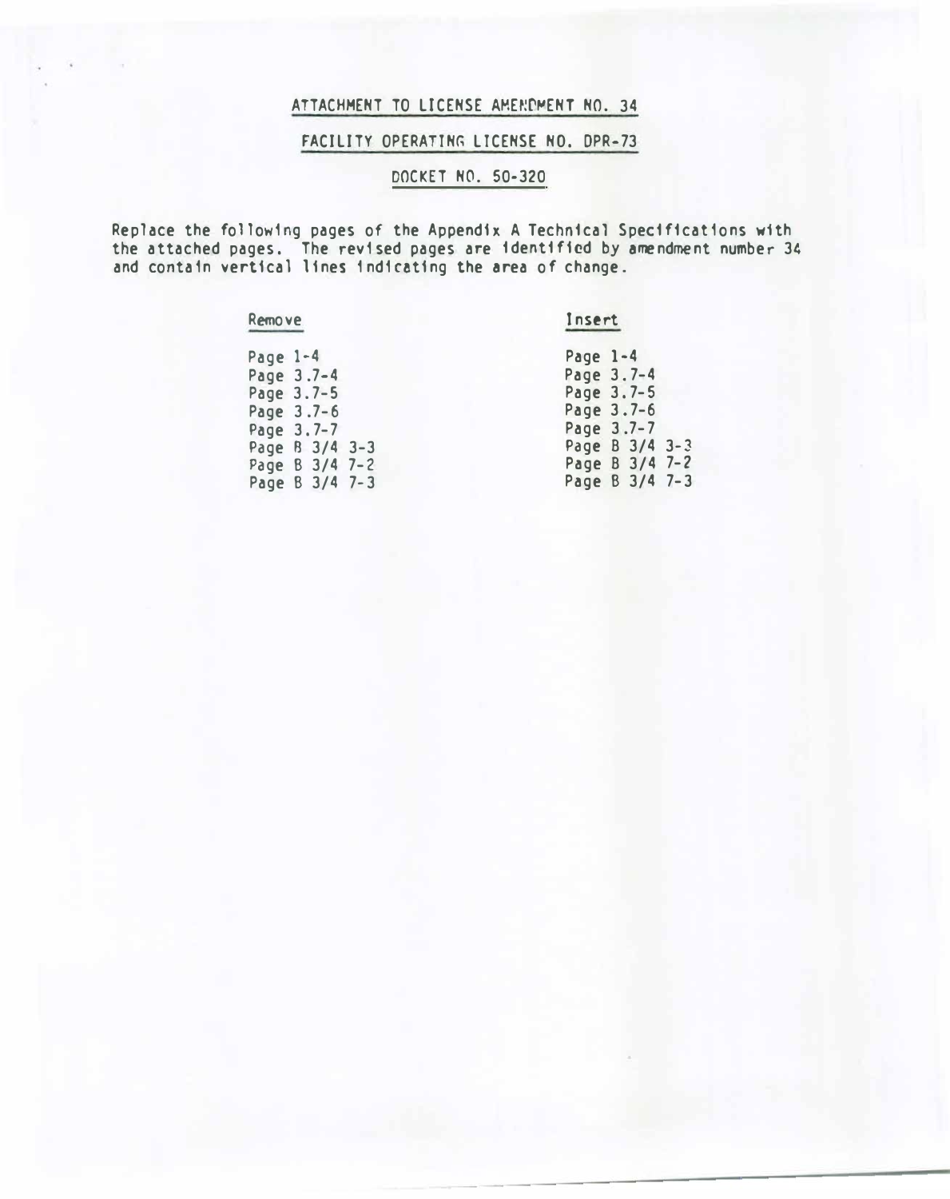# ATTACHMENT TO LICENSE AMENDMENT NO. 34

## FACILITY OPERATING LICENSE NO. DPR-73

## DOCKET NO. 50-320

Replace the following pages of the Appendix A Technical Specifications with the attached pages. The revised pages are identified by amendment number 34 and contain vertical lines indicating the area of change.

| Remove | Insert |
|---|---|
| Page 1-4 | Page 1-4 |
| Page 3.7-4 | Page 3.7-4 |
| Page 3.7-5 | Page 3.7-5 |
| Page 3.7-6 | Page 3.7-6 |
| Page 3.7-7 | Page 3.7-7 |
| Page B 3/4 3-3 | Page B 3/4 3-3 |
| Page B 3/4 7-2 | Page B 3/4 7-2 |
| Page B 3/4 7-3 | Page B 3/4 7-3 |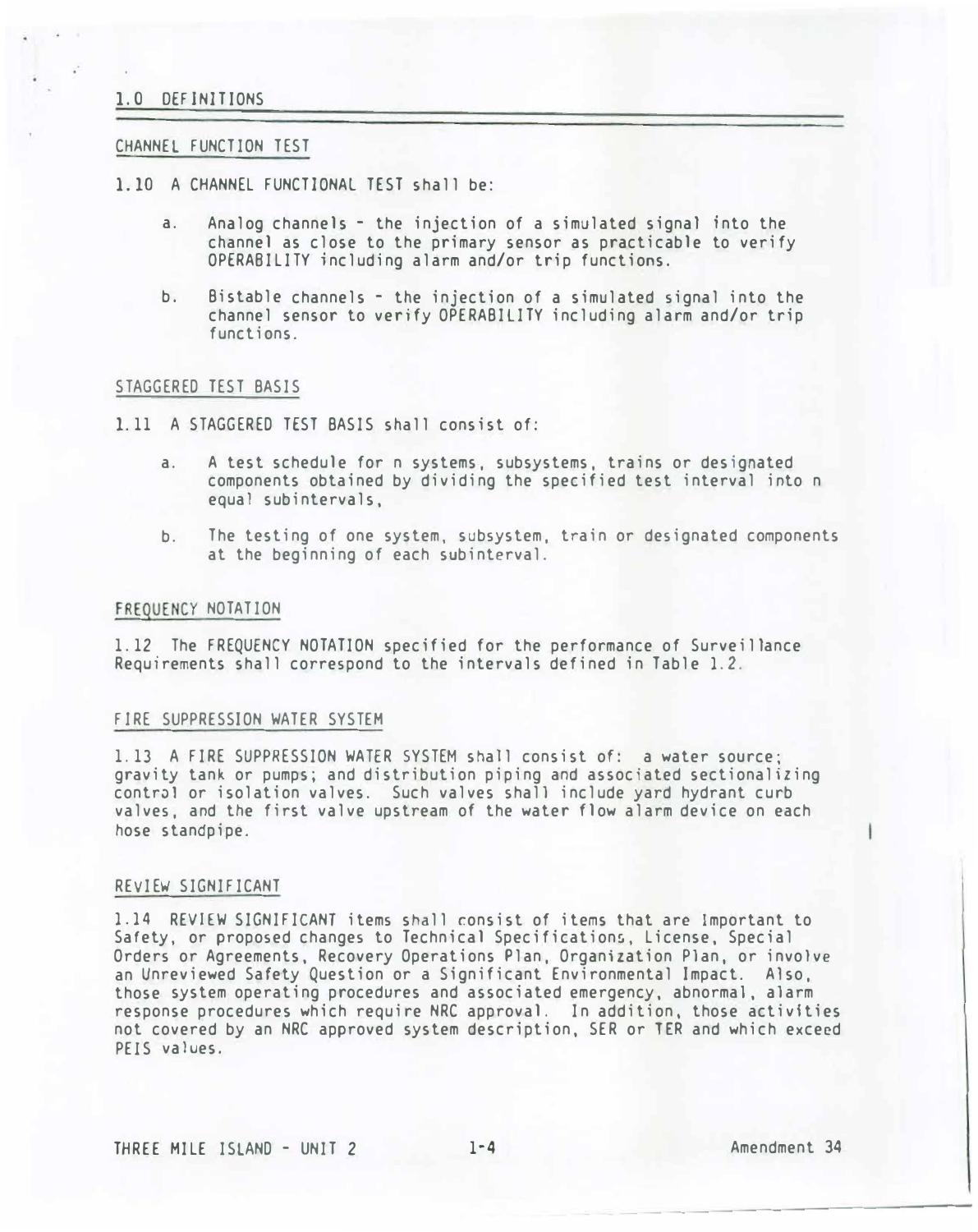# 1.0 DEFINITIONS

## CHANNEL FUNCTION TEST

1.10 A CHANNEL FUNCTIONAL TEST shall be:

a. Analog channels - the injection of a simulated signal into the channel as close to the primary sensor as practicable to verify OPERABILITY including alarm and/or trip functions.

b. Bistable channels - the injection of a simulated signal into the channel sensor to verify OPERABILITY including alarm and/or trip functions.

## STAGGERED TEST BASIS

1.11 A STAGGERED TEST BASIS shall consist of:

a. A test schedule for n systems, subsystems, trains or designated components obtained by dividing the specified test interval into n equal subintervals,

b. The testing of one system, subsystem, train or designated components at the beginning of each subinterval.

## FREQUENCY NOTATION

1.12 The FREQUENCY NOTATION specified for the performance of Surveillance Requirements shall correspond to the intervals defined in Table 1.2.

## FIRE SUPPRESSION WATER SYSTEM

1.13 A FIRE SUPPRESSION WATER SYSTEM shall consist of: a water source; gravity tank or pumps; and distribution piping and associated sectionalizing control or isolation valves. Such valves shall include yard hydrant curb valves, and the first valve upstream of the water flow alarm device on each hose standpipe.

## REVIEW SIGNIFICANT

1.14 REVIEW SIGNIFICANT items shall consist of items that are Important to Safety, or proposed changes to Technical Specifications, License, Special Orders or Agreements, Recovery Operations Plan, Organization Plan, or involve an Unreviewed Safety Question or a Significant Environmental Impact. Also, those system operating procedures and associated emergency, abnormal, alarm response procedures which require NRC approval. In addition, those activities not covered by an NRC approved system description, SER or TER and which exceed PEIS values.

THREE MILE ISLAND - UNIT 2 Amendment 34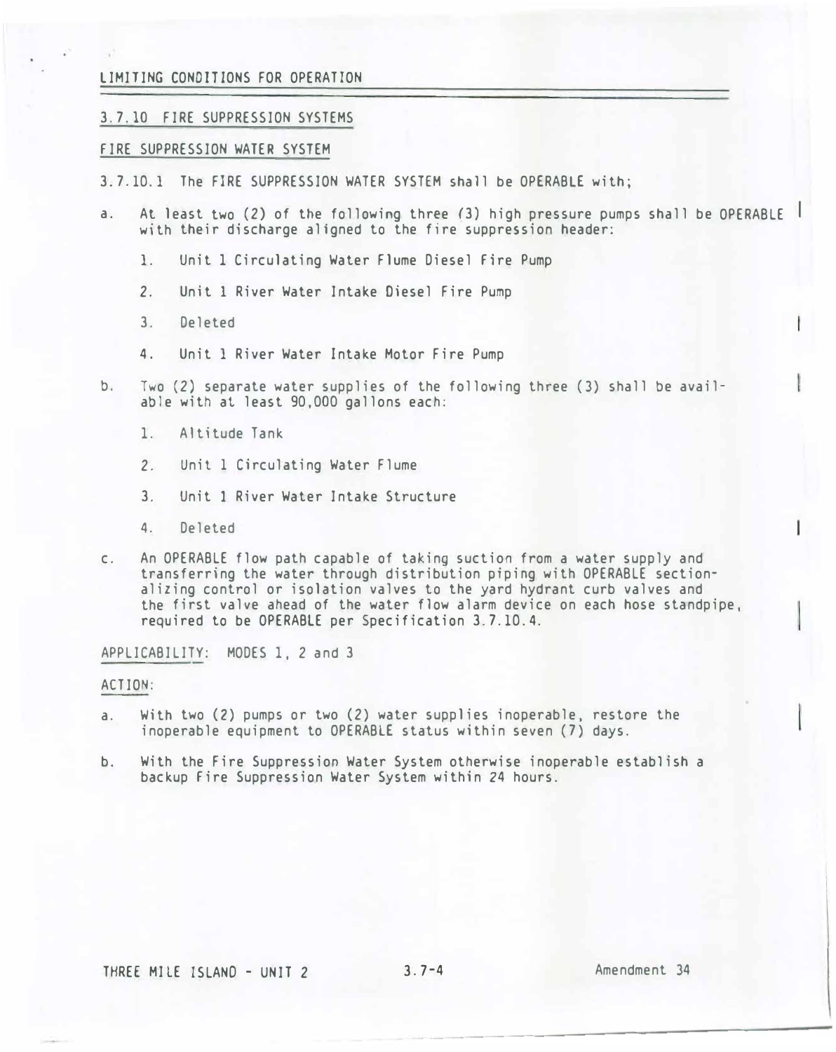## LIMITING CONDITIONS FOR OPERATION

### 3.7.10 FIRE SUPPRESSION SYSTEMS

#### FIRE SUPPRESSION WATER SYSTEM

3.7.10.1 The FIRE SUPPRESSION WATER SYSTEM shall be OPERABLE with;

a. At least two (2) of the following three (3) high pressure pumps shall be OPERABLE with their discharge aligned to the fire suppression header:

   1. Unit 1 Circulating Water Flume Diesel Fire Pump
   2. Unit 1 River Water Intake Diesel Fire Pump
   3. Deleted
   4. Unit 1 River Water Intake Motor Fire Pump

b. Two (2) separate water supplies of the following three (3) shall be available with at least 90,000 gallons each:

   1. Altitude Tank
   2. Unit 1 Circulating Water Flume
   3. Unit 1 River Water Intake Structure
   4. Deleted

c. An OPERABLE flow path capable of taking suction from a water supply and transferring the water through distribution piping with OPERABLE sectionalizing control or isolation valves to the yard hydrant curb valves and the first valve ahead of the water flow alarm device on each hose standpipe, required to be OPERABLE per Specification 3.7.10.4.

APPLICABILITY: MODES 1, 2 and 3

ACTION:

a. With two (2) pumps or two (2) water supplies inoperable, restore the inoperable equipment to OPERABLE status within seven (7) days.

b. With the Fire Suppression Water System otherwise inoperable establish a backup Fire Suppression Water System within 24 hours.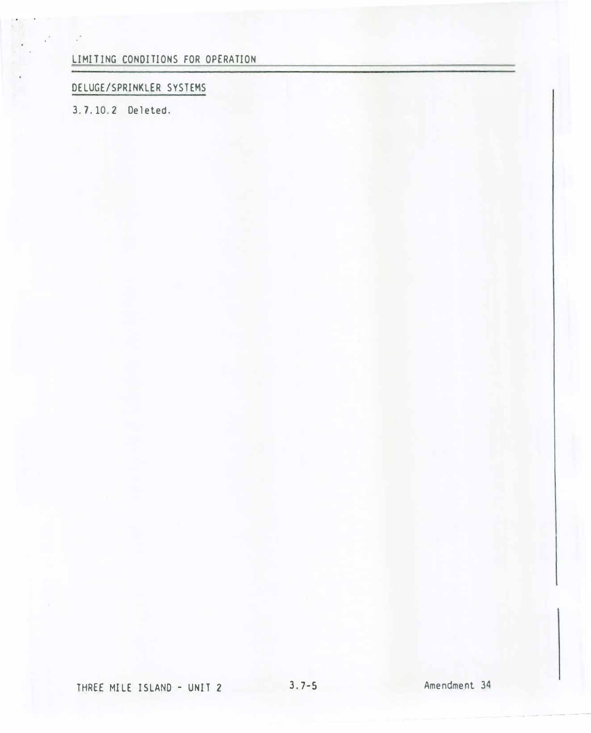## LIMITING CONDITIONS FOR OPERATION

### DELUGE/SPRINKLER SYSTEMS

3.7.10.2 Deleted.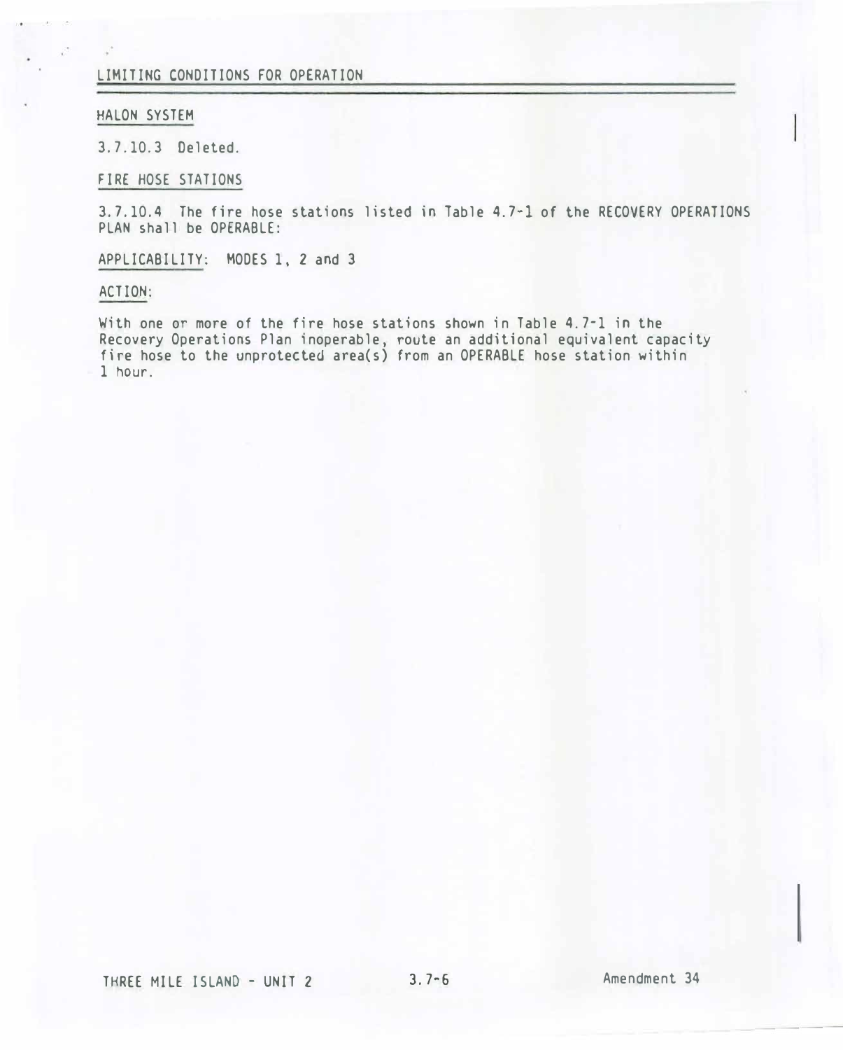## LIMITING CONDITIONS FOR OPERATION

### HALON SYSTEM

3.7.10.3 Deleted.

### FIRE HOSE STATIONS

3.7.10.4 The fire hose stations listed in Table 4.7-1 of the RECOVERY OPERATIONS PLAN shall be OPERABLE:

APPLICABILITY: MODES 1, 2 and 3

ACTION:

With one or more of the fire hose stations shown in Table 4.7-1 in the Recovery Operations Plan inoperable, route an additional equivalent capacity fire hose to the unprotected area(s) from an OPERABLE hose station within 1 hour.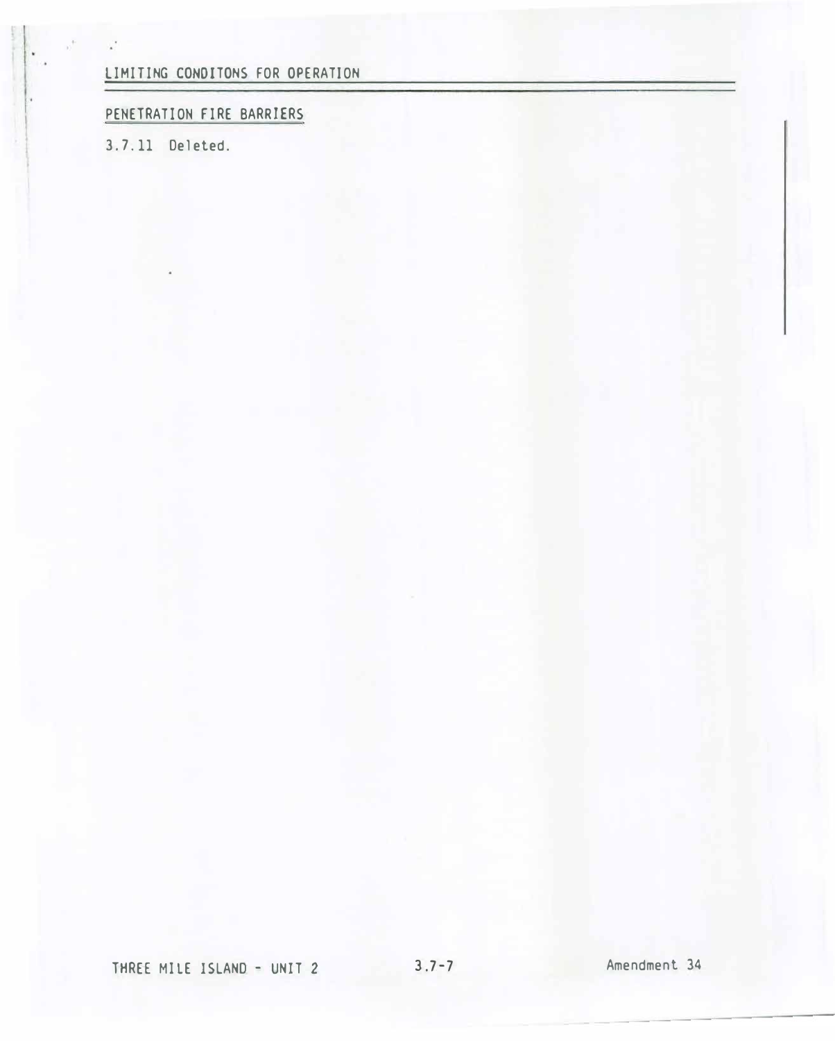## LIMITING CONDITONS FOR OPERATION

### PENETRATION FIRE BARRIERS

3.7.11 Deleted.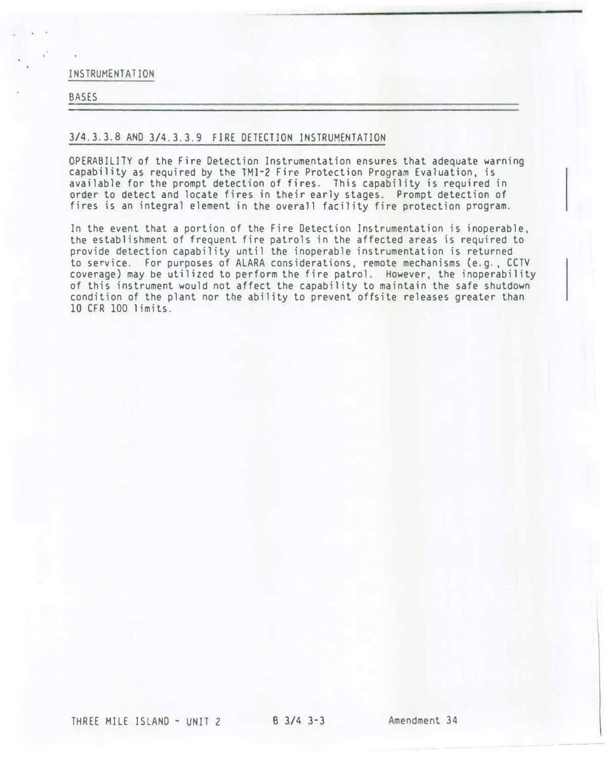INSTRUMENTATION

BASES

## 3/4.3.3.8 AND 3/4.3.3.9 FIRE DETECTION INSTRUMENTATION

OPERABILITY of the Fire Detection Instrumentation ensures that adequate warning capability as required by the TMI-2 Fire Protection Program Evaluation, is available for the prompt detection of fires. This capability is required in order to detect and locate fires in their early stages. Prompt detection of fires is an integral element in the overall facility fire protection program.

In the event that a portion of the Fire Detection Instrumentation is inoperable, the establishment of frequent fire patrols in the affected areas is required to provide detection capability until the inoperable instrumentation is returned to service. For purposes of ALARA considerations, remote mechanisms (e.g., CCTV coverage) may be utilized to perform the fire patrol. However, the inoperability of this instrument would not affect the capability to maintain the safe shutdown condition of the plant nor the ability to prevent offsite releases greater than 10 CFR 100 limits.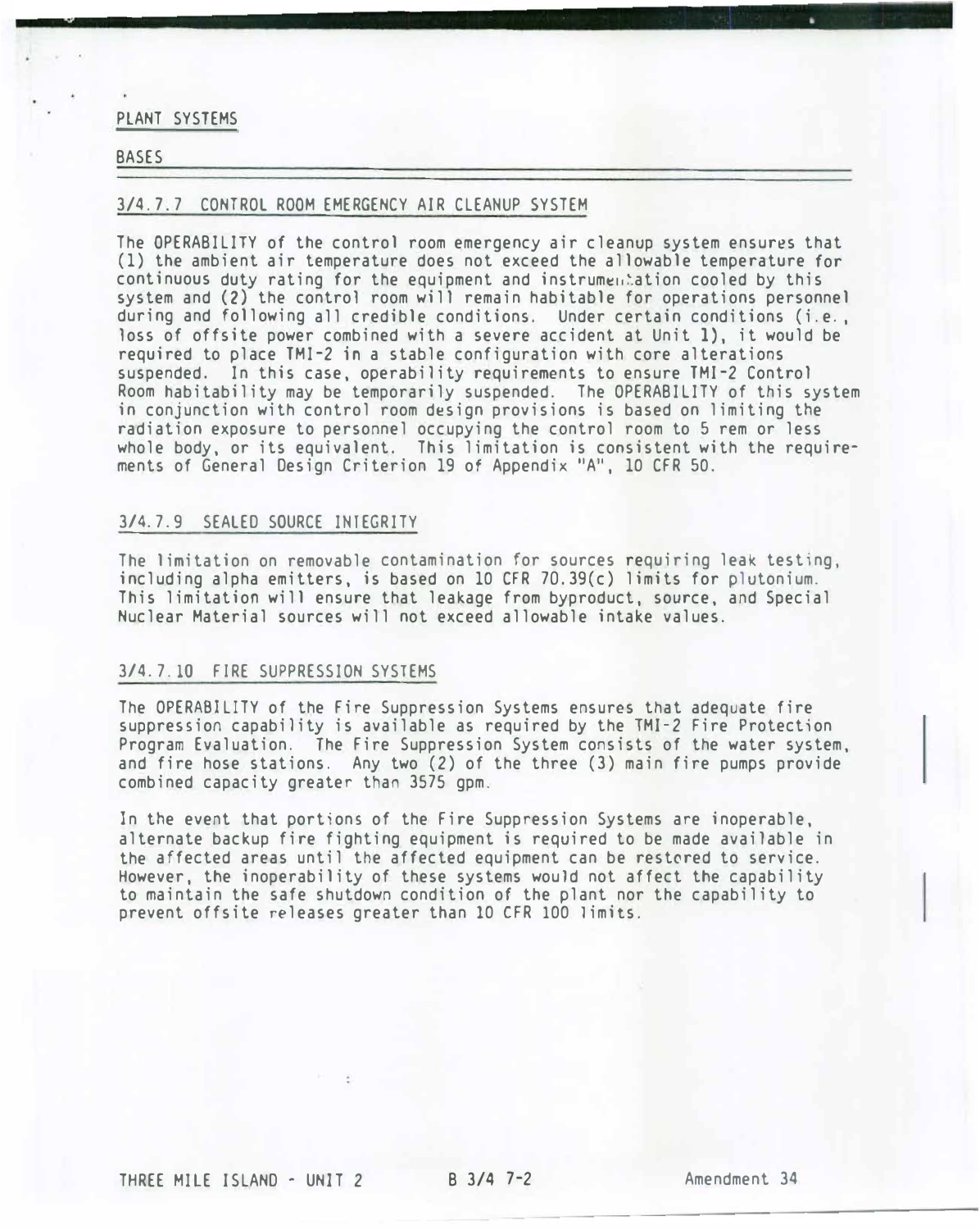## PLANT SYSTEMS

### BASES

---

#### 3/4.7.7 CONTROL ROOM EMERGENCY AIR CLEANUP SYSTEM

The OPERABILITY of the control room emergency air cleanup system ensures that (1) the ambient air temperature does not exceed the allowable temperature for continuous duty rating for the equipment and instrumentation cooled by this system and (2) the control room will remain habitable for operations personnel during and following all credible conditions. Under certain conditions (i.e., loss of offsite power combined with a severe accident at Unit 1), it would be required to place TMI-2 in a stable configuration with core alterations suspended. In this case, operability requirements to ensure TMI-2 Control Room habitability may be temporarily suspended. The OPERABILITY of this system in conjunction with control room design provisions is based on limiting the radiation exposure to personnel occupying the control room to 5 rem or less whole body, or its equivalent. This limitation is consistent with the requirements of General Design Criterion 19 of Appendix "A", 10 CFR 50.

#### 3/4.7.9 SEALED SOURCE INTEGRITY

The limitation on removable contamination for sources requiring leak testing, including alpha emitters, is based on 10 CFR 70.39(c) limits for plutonium. This limitation will ensure that leakage from byproduct, source, and Special Nuclear Material sources will not exceed allowable intake values.

#### 3/4.7.10 FIRE SUPPRESSION SYSTEMS

The OPERABILITY of the Fire Suppression Systems ensures that adequate fire suppression capability is available as required by the TMI-2 Fire Protection Program Evaluation. The Fire Suppression System consists of the water system, and fire hose stations. Any two (2) of the three (3) main fire pumps provide combined capacity greater than 3575 gpm.

In the event that portions of the Fire Suppression Systems are inoperable, alternate backup fire fighting equipment is required to be made available in the affected areas until the affected equipment can be restored to service. However, the inoperability of these systems would not affect the capability to maintain the safe shutdown condition of the plant nor the capability to prevent offsite releases greater than 10 CFR 100 limits.

THREE MILE ISLAND - UNIT 2 B 3/4 7-2 Amendment 34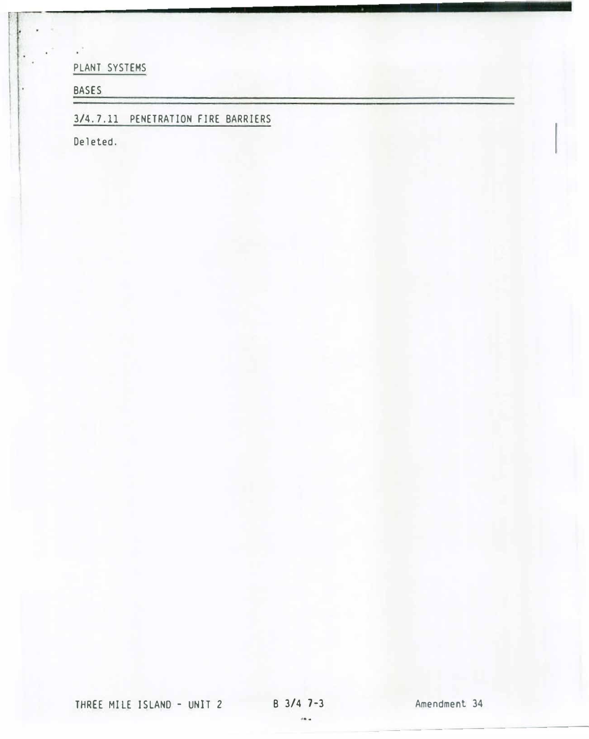PLANT SYSTEMS

BASES

### 3/4.7.11 PENETRATION FIRE BARRIERS

Deleted.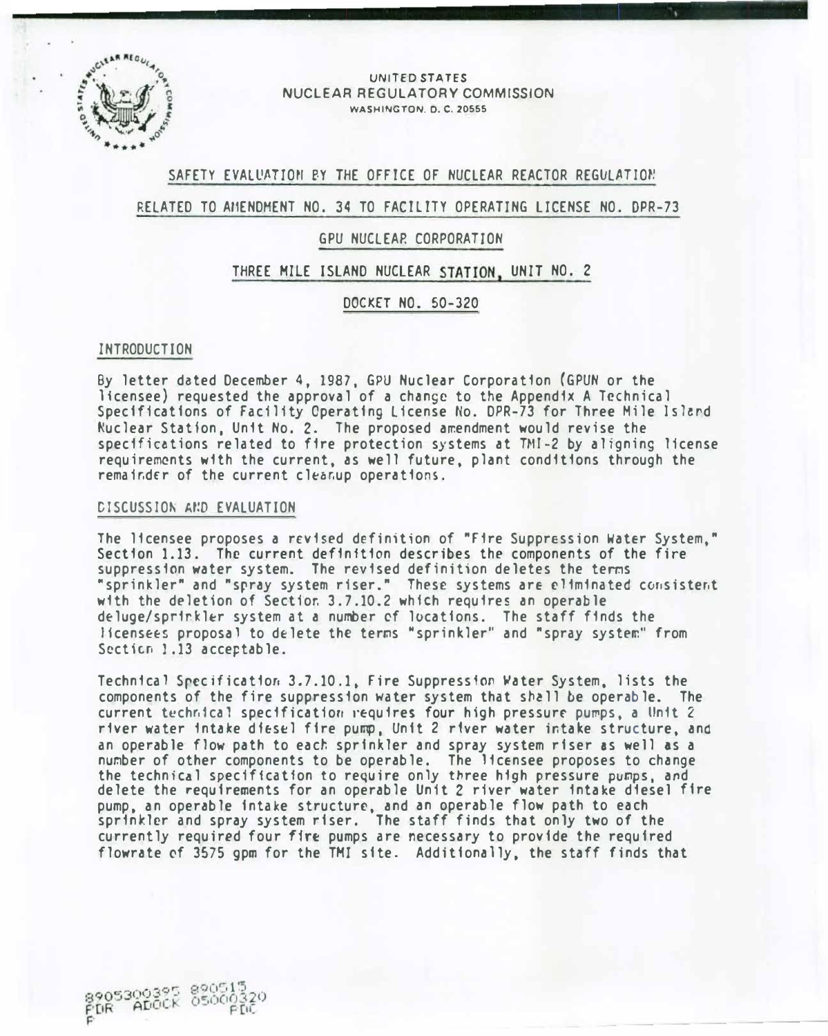UNITED STATES
NUCLEAR REGULATORY COMMISSION
WASHINGTON, D. C. 20555

## SAFETY EVALUATION BY THE OFFICE OF NUCLEAR REACTOR REGULATION

## RELATED TO AMENDMENT NO. 34 TO FACILITY OPERATING LICENSE NO. DPR-73

## GPU NUCLEAR CORPORATION

## THREE MILE ISLAND NUCLEAR STATION, UNIT NO. 2

## DOCKET NO. 50-320

### INTRODUCTION

By letter dated December 4, 1987, GPU Nuclear Corporation (GPUN or the licensee) requested the approval of a change to the Appendix A Technical Specifications of Facility Operating License No. DPR-73 for Three Mile Island Nuclear Station, Unit No. 2. The proposed amendment would revise the specifications related to fire protection systems at TMI-2 by aligning license requirements with the current, as well future, plant conditions through the remainder of the current cleanup operations.

### DISCUSSION AND EVALUATION

The licensee proposes a revised definition of "Fire Suppression Water System," Section 1.13. The current definition describes the components of the fire suppression water system. The revised definition deletes the terms "sprinkler" and "spray system riser." These systems are eliminated consistent with the deletion of Section 3.7.10.2 which requires an operable deluge/sprinkler system at a number of locations. The staff finds the licensees proposal to delete the terms "sprinkler" and "spray system" from Section 1.13 acceptable.

Technical Specification 3.7.10.1, Fire Suppression Water System, lists the components of the fire suppression water system that shall be operable. The current technical specification requires four high pressure pumps, a Unit 2 river water intake diesel fire pump, Unit 2 river water intake structure, and an operable flow path to each sprinkler and spray system riser as well as a number of other components to be operable. The licensee proposes to change the technical specification to require only three high pressure pumps, and delete the requirements for an operable Unit 2 river water intake diesel fire pump, an operable intake structure, and an operable flow path to each sprinkler and spray system riser. The staff finds that only two of the currently required four fire pumps are necessary to provide the required flowrate of 3575 gpm for the TMI site. Additionally, the staff finds that

8905300395 890515
PDR ADOCK 05000320
P PDC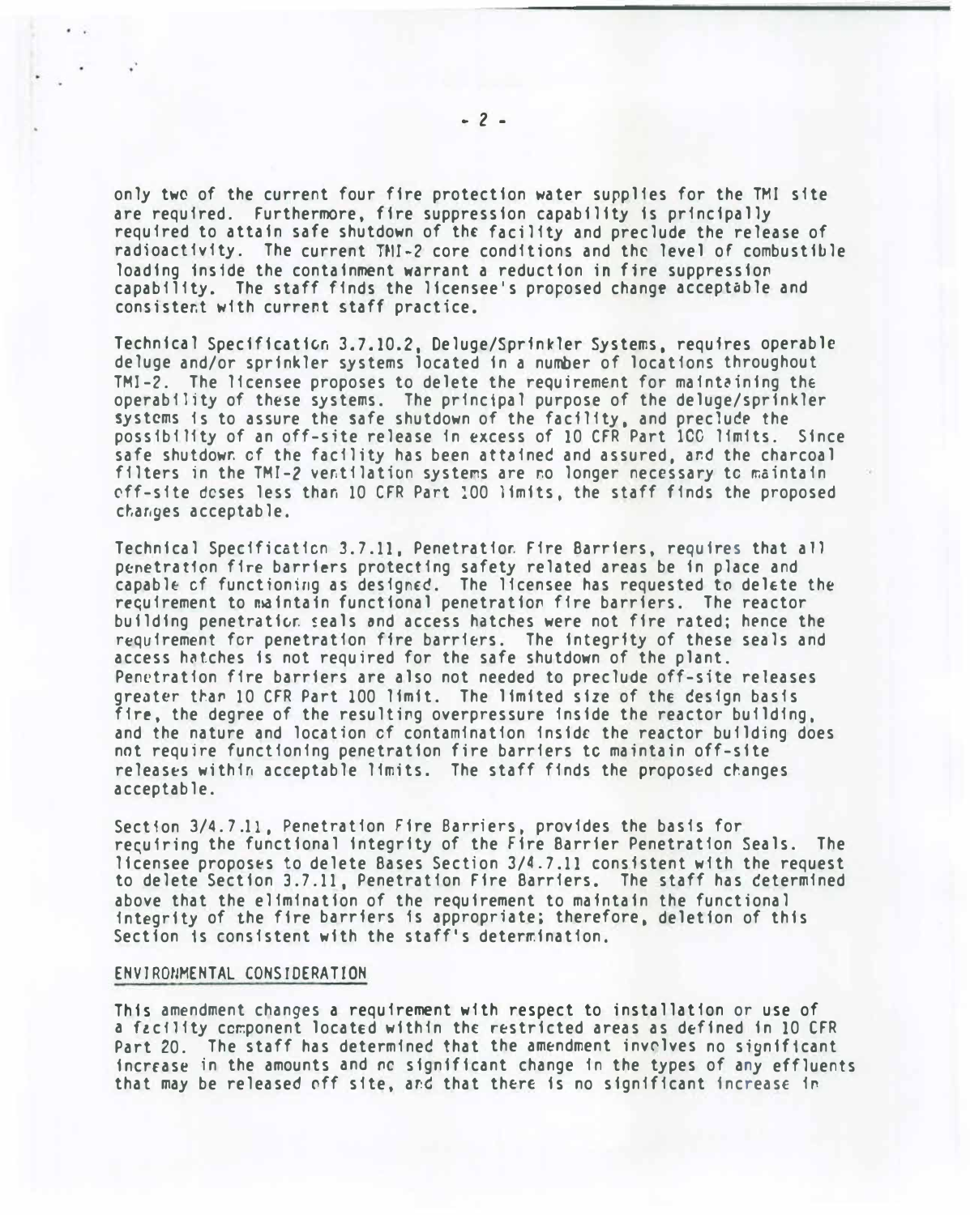only two of the current four fire protection water supplies for the TMI site are required. Furthermore, fire suppression capability is principally required to attain safe shutdown of the facility and preclude the release of radioactivity. The current TMI-2 core conditions and the level of combustible loading inside the containment warrant a reduction in fire suppression capability. The staff finds the licensee's proposed change acceptable and consistent with current staff practice.

Technical Specification 3.7.10.2, Deluge/Sprinkler Systems, requires operable deluge and/or sprinkler systems located in a number of locations throughout TMI-2. The licensee proposes to delete the requirement for maintaining the operability of these systems. The principal purpose of the deluge/sprinkler systems is to assure the safe shutdown of the facility, and preclude the possibility of an off-site release in excess of 10 CFR Part 100 limits. Since safe shutdown of the facility has been attained and assured, and the charcoal filters in the TMI-2 ventilation systems are no longer necessary to maintain off-site doses less than 10 CFR Part 100 limits, the staff finds the proposed changes acceptable.

Technical Specification 3.7.11, Penetration Fire Barriers, requires that all penetration fire barriers protecting safety related areas be in place and capable of functioning as designed. The licensee has requested to delete the requirement to maintain functional penetration fire barriers. The reactor building penetration seals and access hatches were not fire rated; hence the requirement for penetration fire barriers. The integrity of these seals and access hatches is not required for the safe shutdown of the plant. Penetration fire barriers are also not needed to preclude off-site releases greater than 10 CFR Part 100 limit. The limited size of the design basis fire, the degree of the resulting overpressure inside the reactor building, and the nature and location of contamination inside the reactor building does not require functioning penetration fire barriers to maintain off-site releases within acceptable limits. The staff finds the proposed changes acceptable.

Section 3/4.7.11, Penetration Fire Barriers, provides the basis for requiring the functional integrity of the Fire Barrier Penetration Seals. The licensee proposes to delete Bases Section 3/4.7.11 consistent with the request to delete Section 3.7.11, Penetration Fire Barriers. The staff has determined above that the elimination of the requirement to maintain the functional integrity of the fire barriers is appropriate; therefore, deletion of this Section is consistent with the staff's determination.

ENVIRONMENTAL CONSIDERATION

This amendment changes a requirement with respect to installation or use of a facility component located within the restricted areas as defined in 10 CFR Part 20. The staff has determined that the amendment involves no significant increase in the amounts and no significant change in the types of any effluents that may be released off site, and that there is no significant increase in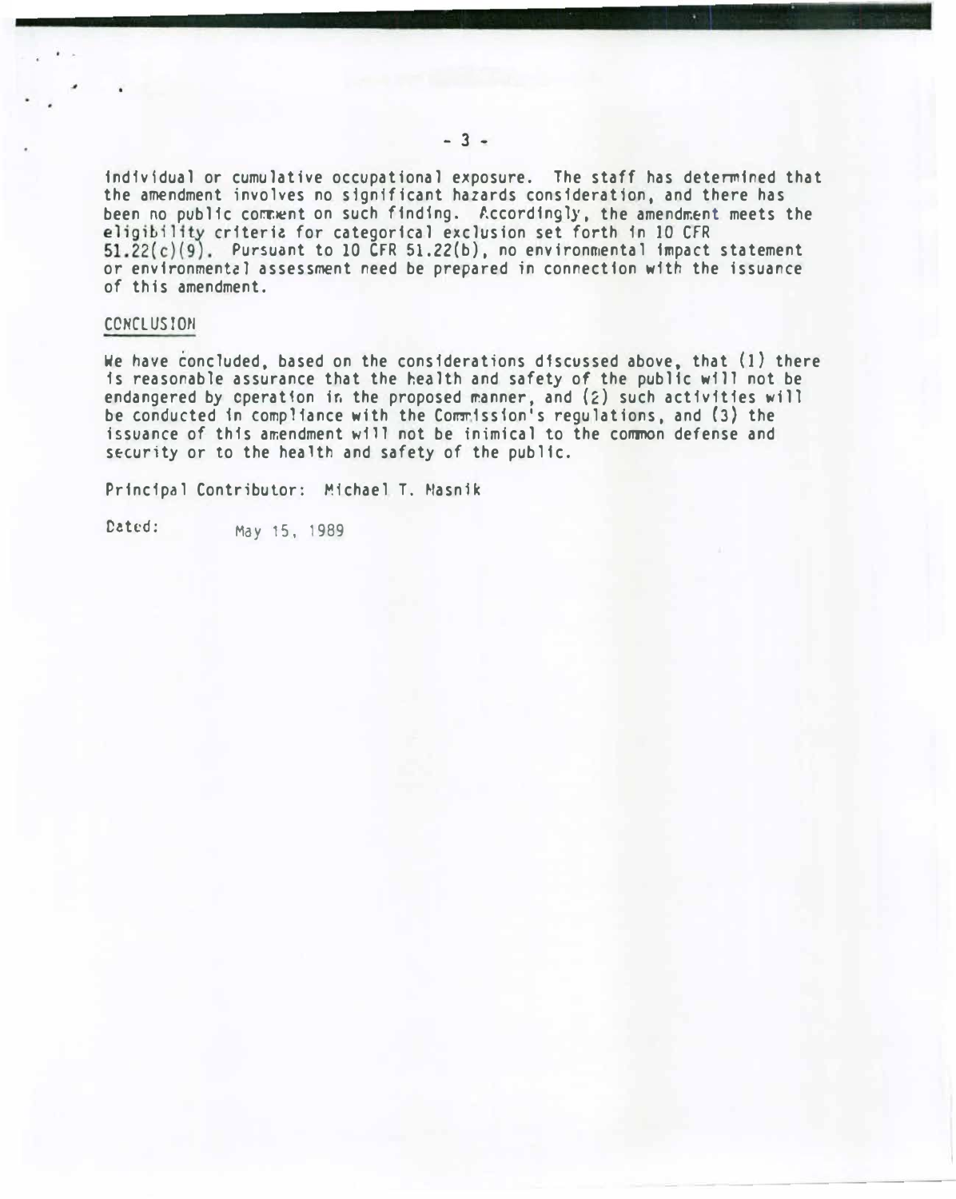individual or cumulative occupational exposure. The staff has determined that the amendment involves no significant hazards consideration, and there has been no public comment on such finding. Accordingly, the amendment meets the eligibility criteria for categorical exclusion set forth in 10 CFR 51.22(c)(9). Pursuant to 10 CFR 51.22(b), no environmental impact statement or environmental assessment need be prepared in connection with the issuance of this amendment.

## CONCLUSION

We have concluded, based on the considerations discussed above, that (1) there is reasonable assurance that the health and safety of the public will not be endangered by operation in the proposed manner, and (2) such activities will be conducted in compliance with the Commission's regulations, and (3) the issuance of this amendment will not be inimical to the common defense and security or to the health and safety of the public.

Principal Contributor: Michael T. Masnik

Dated: May 15, 1989